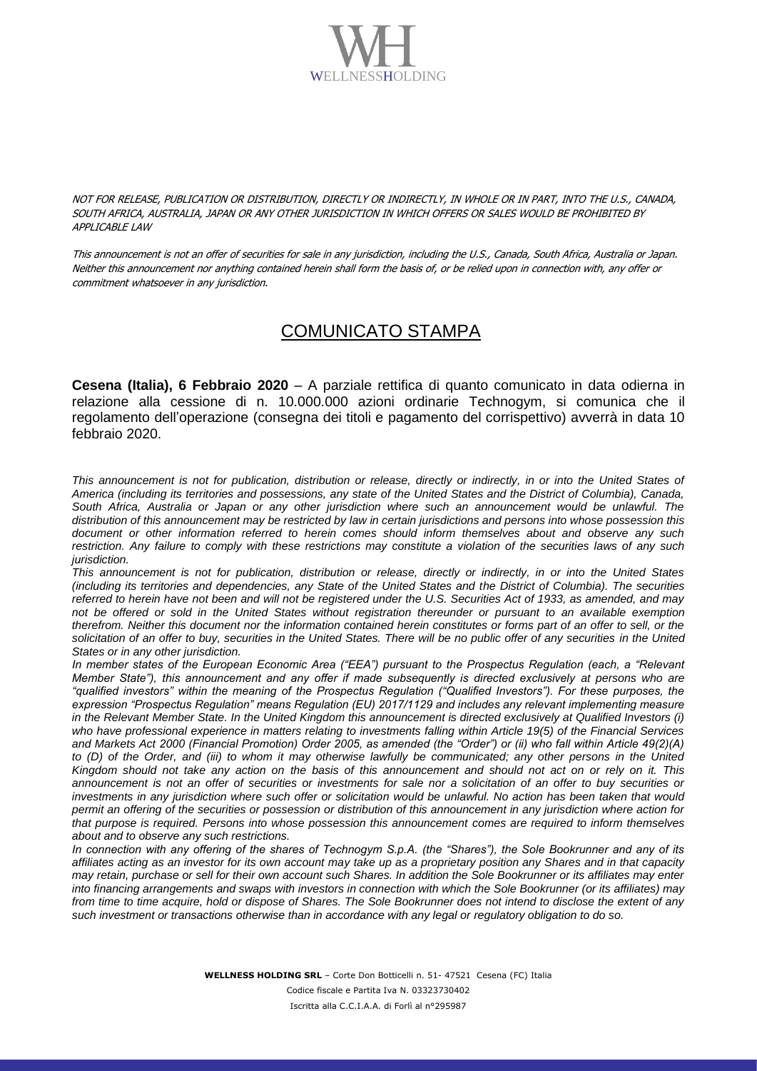WELLNESSHOLDING

*NOT FOR RELEASE, PUBLICATION OR DISTRIBUTION, DIRECTLY OR INDIRECTLY, IN WHOLE OR IN PART, INTO THE U.S., CANADA, SOUTH AFRICA, AUSTRALIA, JAPAN OR ANY OTHER JURISDICTION IN WHICH OFFERS OR SALES WOULD BE PROHIBITED BY APPLICABLE LAW*

*This announcement is not an offer of securities for sale in any jurisdiction, including the U.S., Canada, South Africa, Australia or Japan. Neither this announcement nor anything contained herein shall form the basis of, or be relied upon in connection with, any offer or commitment whatsoever in any jurisdiction.*

# COMUNICATO STAMPA

**Cesena (Italia), 6 Febbraio 2020** – A parziale rettifica di quanto comunicato in data odierna in relazione alla cessione di n. 10.000.000 azioni ordinarie Technogym, si comunica che il regolamento dell'operazione (consegna dei titoli e pagamento del corrispettivo) avverrà in data 10 febbraio 2020.

*This announcement is not for publication, distribution or release, directly or indirectly, in or into the United States of America (including its territories and possessions, any state of the United States and the District of Columbia), Canada, South Africa, Australia or Japan or any other jurisdiction where such an announcement would be unlawful. The distribution of this announcement may be restricted by law in certain jurisdictions and persons into whose possession this document or other information referred to herein comes should inform themselves about and observe any such restriction. Any failure to comply with these restrictions may constitute a violation of the securities laws of any such jurisdiction.*

*This announcement is not for publication, distribution or release, directly or indirectly, in or into the United States (including its territories and dependencies, any State of the United States and the District of Columbia). The securities referred to herein have not been and will not be registered under the U.S. Securities Act of 1933, as amended, and may not be offered or sold in the United States without registration thereunder or pursuant to an available exemption therefrom. Neither this document nor the information contained herein constitutes or forms part of an offer to sell, or the solicitation of an offer to buy, securities in the United States. There will be no public offer of any securities in the United States or in any other jurisdiction.*

*In member states of the European Economic Area ("EEA") pursuant to the Prospectus Regulation (each, a "Relevant Member State"), this announcement and any offer if made subsequently is directed exclusively at persons who are "qualified investors" within the meaning of the Prospectus Regulation ("Qualified Investors"). For these purposes, the expression "Prospectus Regulation" means Regulation (EU) 2017/1129 and includes any relevant implementing measure in the Relevant Member State. In the United Kingdom this announcement is directed exclusively at Qualified Investors (i) who have professional experience in matters relating to investments falling within Article 19(5) of the Financial Services and Markets Act 2000 (Financial Promotion) Order 2005, as amended (the "Order") or (ii) who fall within Article 49(2)(A) to (D) of the Order, and (iii) to whom it may otherwise lawfully be communicated; any other persons in the United Kingdom should not take any action on the basis of this announcement and should not act on or rely on it. This announcement is not an offer of securities or investments for sale nor a solicitation of an offer to buy securities or investments in any jurisdiction where such offer or solicitation would be unlawful. No action has been taken that would permit an offering of the securities or possession or distribution of this announcement in any jurisdiction where action for that purpose is required. Persons into whose possession this announcement comes are required to inform themselves about and to observe any such restrictions.*

*In connection with any offering of the shares of Technogym S.p.A. (the "Shares"), the Sole Bookrunner and any of its affiliates acting as an investor for its own account may take up as a proprietary position any Shares and in that capacity may retain, purchase or sell for their own account such Shares. In addition the Sole Bookrunner or its affiliates may enter into financing arrangements and swaps with investors in connection with which the Sole Bookrunner (or its affiliates) may from time to time acquire, hold or dispose of Shares. The Sole Bookrunner does not intend to disclose the extent of any such investment or transactions otherwise than in accordance with any legal or regulatory obligation to do so.*

**WELLNESS HOLDING SRL** – Corte Don Botticelli n. 51- 47521 Cesena (FC) Italia
Codice fiscale e Partita Iva N. 03323730402
Iscritta alla C.C.I.A.A. di Forlì al n°295987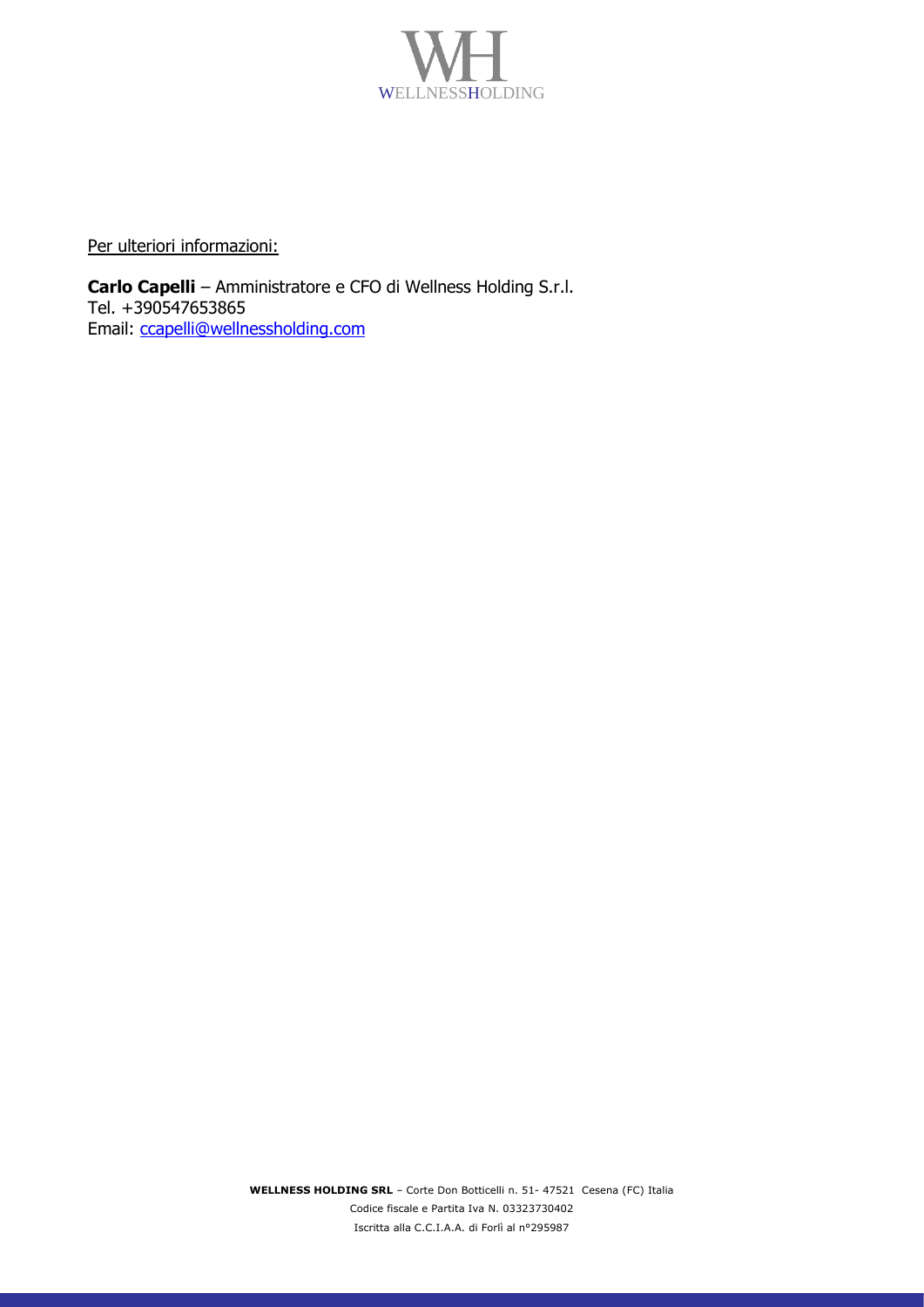Per ulteriori informazioni:

**Carlo Capelli** – Amministratore e CFO di Wellness Holding S.r.l.
Tel. +390547653865
Email: ccapelli@wellnessholding.com

**WELLNESS HOLDING SRL** – Corte Don Botticelli n. 51- 47521 Cesena (FC) Italia
Codice fiscale e Partita Iva N. 03323730402
Iscritta alla C.C.I.A.A. di Forlì al n°295987